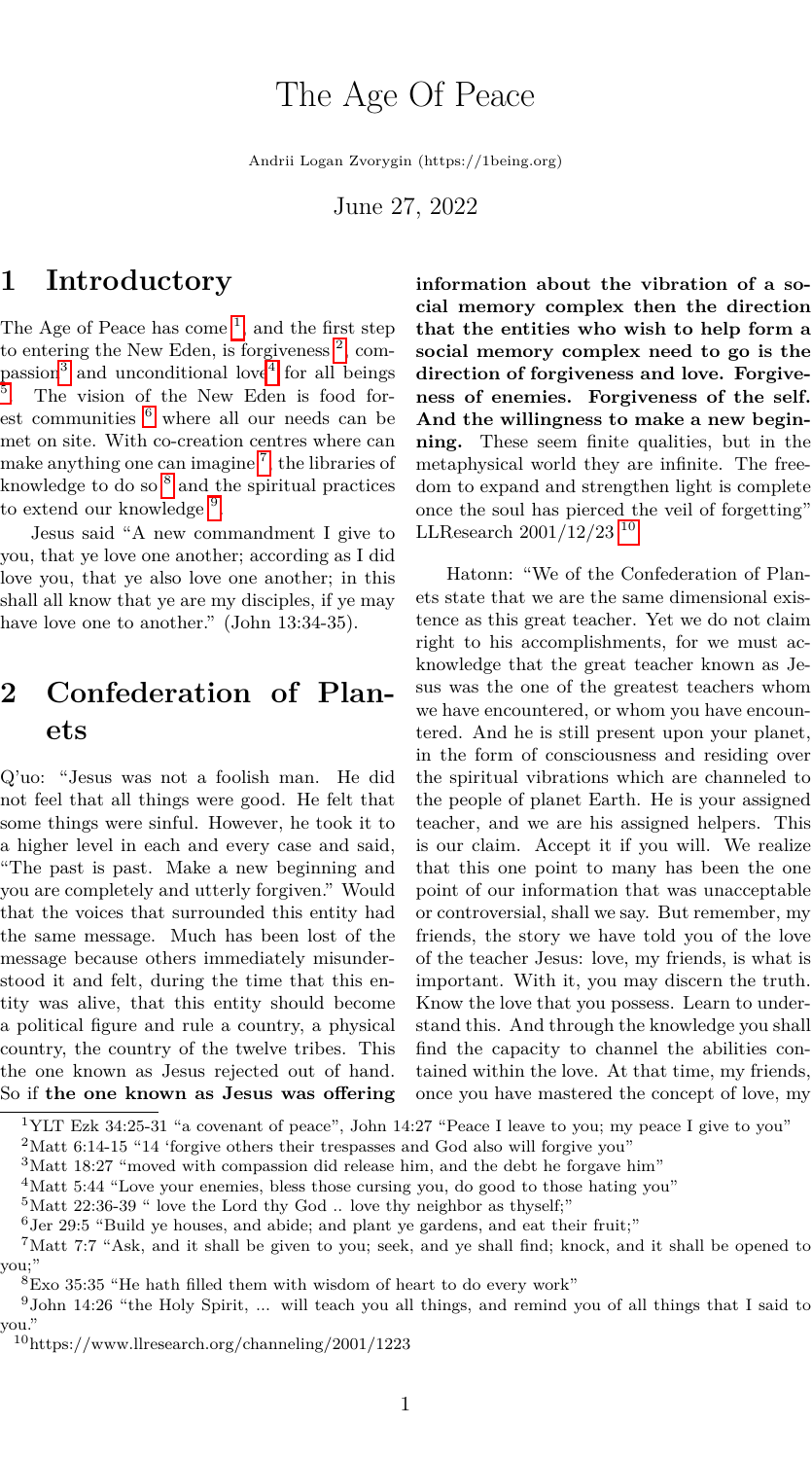# The Age Of Peace

Andrii Logan Zvorygin (https://1being.org)

June 27, 2022

## 1 Introductory

The Age of Peace has come [1], and the first step to entering the New Eden, is forgiveness [2], compassion[3] and unconditional love[4] for all beings [5]. The vision of the New Eden is food forest communities [6] where all our needs can be met on site. With co-creation centres where can make anything one can imagine [7], the libraries of knowledge to do so [8] and the spiritual practices to extend our knowledge [9].

Jesus said "A new commandment I give to you, that ye love one another; according as I did love you, that ye also love one another; in this shall all know that ye are my disciples, if ye may have love one to another." (John 13:34-35).

## 2 Confederation of Planets

Q'uo: "Jesus was not a foolish man. He did not feel that all things were good. He felt that some things were sinful. However, he took it to a higher level in each and every case and said, "The past is past. Make a new beginning and you are completely and utterly forgiven." Would that the voices that surrounded this entity had the same message. Much has been lost of the message because others immediately misunderstood it and felt, during the time that this entity was alive, that this entity should become a political figure and rule a country, a physical country, the country of the twelve tribes. This the one known as Jesus rejected out of hand. So if **the one known as Jesus was offering information about the vibration of a social memory complex then the direction that the entities who wish to help form a social memory complex need to go is the direction of forgiveness and love. Forgiveness of enemies. Forgiveness of the self. And the willingness to make a new beginning.** These seem finite qualities, but in the metaphysical world they are infinite. The freedom to expand and strengthen light is complete once the soul has pierced the veil of forgetting" LLResearch 2001/12/23 [10]

Hatonn: "We of the Confederation of Planets state that we are the same dimensional existence as this great teacher. Yet we do not claim right to his accomplishments, for we must acknowledge that the great teacher known as Jesus was the one of the greatest teachers whom we have encountered, or whom you have encountered. And he is still present upon your planet, in the form of consciousness and residing over the spiritual vibrations which are channeled to the people of planet Earth. He is your assigned teacher, and we are his assigned helpers. This is our claim. Accept it if you will. We realize that this one point to many has been the one point of our information that was unacceptable or controversial, shall we say. But remember, my friends, the story we have told you of the love of the teacher Jesus: love, my friends, is what is important. With it, you may discern the truth. Know the love that you possess. Learn to understand this. And through the knowledge you shall find the capacity to channel the abilities contained within the love. At that time, my friends, once you have mastered the concept of love, my

---

[1] YLT Ezk 34:25-31 "a covenant of peace", John 14:27 "Peace I leave to you; my peace I give to you"

[2] Matt 6:14-15 "14 'forgive others their trespasses and God also will forgive you"

[3] Matt 18:27 "moved with compassion did release him, and the debt he forgave him"

[4] Matt 5:44 "Love your enemies, bless those cursing you, do good to those hating you"

[5] Matt 22:36-39 " love the Lord thy God .. love thy neighbor as thyself;"

[6] Jer 29:5 "Build ye houses, and abide; and plant ye gardens, and eat their fruit;"

[7] Matt 7:7 "Ask, and it shall be given to you; seek, and ye shall find; knock, and it shall be opened to you;"

[8] Exo 35:35 "He hath filled them with wisdom of heart to do every work"

[9] John 14:26 "the Holy Spirit, ... will teach you all things, and remind you of all things that I said to you."

[10] https://www.llresearch.org/channeling/2001/1223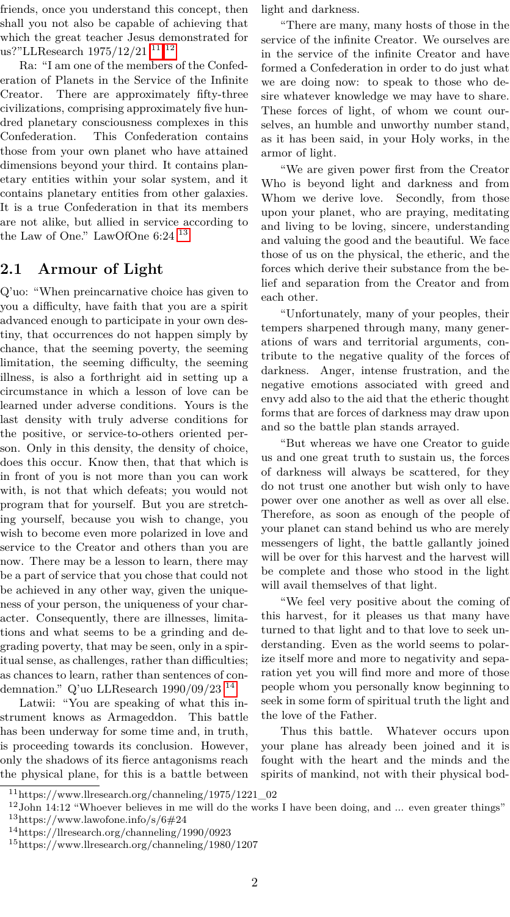friends, once you understand this concept, then shall you not also be capable of achieving that which the great teacher Jesus demonstrated for us?"LLResearch 1975/12/21 [11] [12]

Ra: "I am one of the members of the Confederation of Planets in the Service of the Infinite Creator. There are approximately fifty-three civilizations, comprising approximately five hundred planetary consciousness complexes in this Confederation. This Confederation contains those from your own planet who have attained dimensions beyond your third. It contains planetary entities within your solar system, and it contains planetary entities from other galaxies. It is a true Confederation in that its members are not alike, but allied in service according to the Law of One." LawOfOne 6:24 [13]

## 2.1 Armour of Light

Q'uo: "When preincarnative choice has given to you a difficulty, have faith that you are a spirit advanced enough to participate in your own destiny, that occurrences do not happen simply by chance, that the seeming poverty, the seeming limitation, the seeming difficulty, the seeming illness, is also a forthright aid in setting up a circumstance in which a lesson of love can be learned under adverse conditions. Yours is the last density with truly adverse conditions for the positive, or service-to-others oriented person. Only in this density, the density of choice, does this occur. Know then, that that which is in front of you is not more than you can work with, is not that which defeats; you would not program that for yourself. But you are stretching yourself, because you wish to change, you wish to become even more polarized in love and service to the Creator and others than you are now. There may be a lesson to learn, there may be a part of service that you chose that could not be achieved in any other way, given the uniqueness of your person, the uniqueness of your character. Consequently, there are illnesses, limitations and what seems to be a grinding and degrading poverty, that may be seen, only in a spiritual sense, as challenges, rather than difficulties; as chances to learn, rather than sentences of condemnation." Q'uo LLResearch 1990/09/23 [14]

Latwii: "You are speaking of what this instrument knows as Armageddon. This battle has been underway for some time and, in truth, is proceeding towards its conclusion. However, only the shadows of its fierce antagonisms reach the physical plane, for this is a battle between light and darkness.

"There are many, many hosts of those in the service of the infinite Creator. We ourselves are in the service of the infinite Creator and have formed a Confederation in order to do just what we are doing now: to speak to those who desire whatever knowledge we may have to share. These forces of light, of whom we count ourselves, an humble and unworthy number stand, as it has been said, in your Holy works, in the armor of light.

"We are given power first from the Creator Who is beyond light and darkness and from Whom we derive love. Secondly, from those upon your planet, who are praying, meditating and living to be loving, sincere, understanding and valuing the good and the beautiful. We face those of us on the physical, the etheric, and the forces which derive their substance from the belief and separation from the Creator and from each other.

"Unfortunately, many of your peoples, their tempers sharpened through many, many generations of wars and territorial arguments, contribute to the negative quality of the forces of darkness. Anger, intense frustration, and the negative emotions associated with greed and envy add also to the aid that the etheric thought forms that are forces of darkness may draw upon and so the battle plan stands arrayed.

"But whereas we have one Creator to guide us and one great truth to sustain us, the forces of darkness will always be scattered, for they do not trust one another but wish only to have power over one another as well as over all else. Therefore, as soon as enough of the people of your planet can stand behind us who are merely messengers of light, the battle gallantly joined will be over for this harvest and the harvest will be complete and those who stood in the light will avail themselves of that light.

"We feel very positive about the coming of this harvest, for it pleases us that many have turned to that light and to that love to seek understanding. Even as the world seems to polarize itself more and more to negativity and separation yet you will find more and more of those people whom you personally know beginning to seek in some form of spiritual truth the light and the love of the Father.

Thus this battle. Whatever occurs upon your plane has already been joined and it is fought with the heart and the minds and the spirits of mankind, not with their physical bod-

[11] https://www.llresearch.org/channeling/1975/1221_02

[12] John 14:12 "Whoever believes in me will do the works I have been doing, and ... even greater things"

[13] https://www.lawofone.info/s/6#24

[14] https://llresearch.org/channeling/1990/0923

[15] https://www.llresearch.org/channeling/1980/1207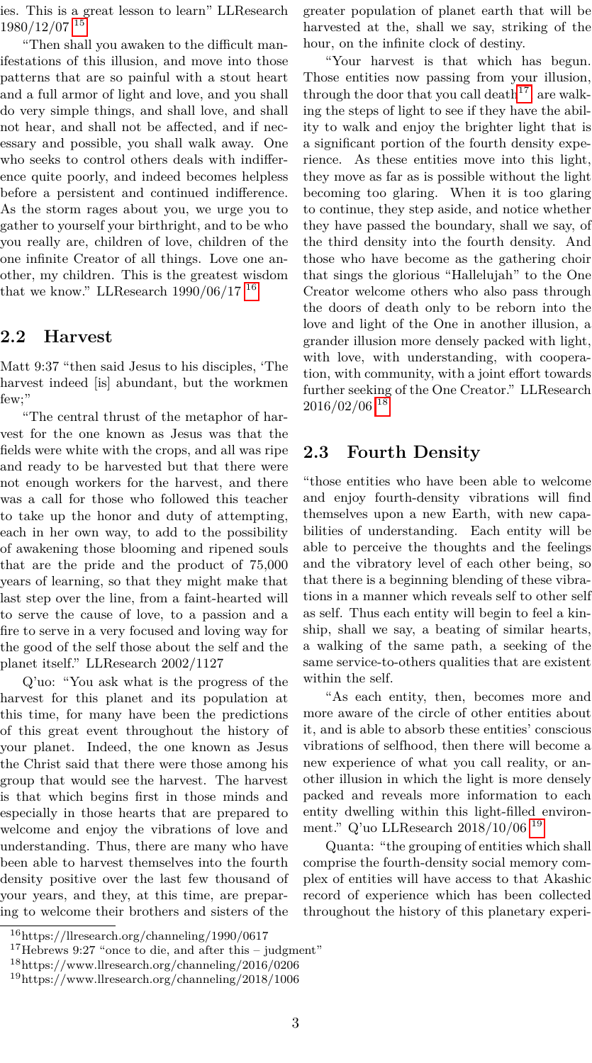ies. This is a great lesson to learn" LLResearch 1980/12/07 [15]

"Then shall you awaken to the difficult manifestations of this illusion, and move into those patterns that are so painful with a stout heart and a full armor of light and love, and you shall do very simple things, and shall love, and shall not hear, and shall not be affected, and if necessary and possible, you shall walk away. One who seeks to control others deals with indifference quite poorly, and indeed becomes helpless before a persistent and continued indifference. As the storm rages about you, we urge you to gather to yourself your birthright, and to be who you really are, children of love, children of the one infinite Creator of all things. Love one another, my children. This is the greatest wisdom that we know." LLResearch 1990/06/17 [16]

## 2.2 Harvest

Matt 9:37 "then said Jesus to his disciples, 'The harvest indeed [is] abundant, but the workmen few;"

"The central thrust of the metaphor of harvest for the one known as Jesus was that the fields were white with the crops, and all was ripe and ready to be harvested but that there were not enough workers for the harvest, and there was a call for those who followed this teacher to take up the honor and duty of attempting, each in her own way, to add to the possibility of awakening those blooming and ripened souls that are the pride and the product of 75,000 years of learning, so that they might make that last step over the line, from a faint-hearted will to serve the cause of love, to a passion and a fire to serve in a very focused and loving way for the good of the self those about the self and the planet itself." LLResearch 2002/1127

Q'uo: "You ask what is the progress of the harvest for this planet and its population at this time, for many have been the predictions of this great event throughout the history of your planet. Indeed, the one known as Jesus the Christ said that there were those among his group that would see the harvest. The harvest is that which begins first in those minds and especially in those hearts that are prepared to welcome and enjoy the vibrations of love and understanding. Thus, there are many who have been able to harvest themselves into the fourth density positive over the last few thousand of your years, and they, at this time, are preparing to welcome their brothers and sisters of the greater population of planet earth that will be harvested at the, shall we say, striking of the hour, on the infinite clock of destiny.

"Your harvest is that which has begun. Those entities now passing from your illusion, through the door that you call death[17] are walking the steps of light to see if they have the ability to walk and enjoy the brighter light that is a significant portion of the fourth density experience. As these entities move into this light, they move as far as is possible without the light becoming too glaring. When it is too glaring to continue, they step aside, and notice whether they have passed the boundary, shall we say, of the third density into the fourth density. And those who have become as the gathering choir that sings the glorious "Hallelujah" to the One Creator welcome others who also pass through the doors of death only to be reborn into the love and light of the One in another illusion, a grander illusion more densely packed with light, with love, with understanding, with cooperation, with community, with a joint effort towards further seeking of the One Creator." LLResearch 2016/02/06 [18]

## 2.3 Fourth Density

"those entities who have been able to welcome and enjoy fourth-density vibrations will find themselves upon a new Earth, with new capabilities of understanding. Each entity will be able to perceive the thoughts and the feelings and the vibratory level of each other being, so that there is a beginning blending of these vibrations in a manner which reveals self to other self as self. Thus each entity will begin to feel a kinship, shall we say, a beating of similar hearts, a walking of the same path, a seeking of the same service-to-others qualities that are existent within the self.

"As each entity, then, becomes more and more aware of the circle of other entities about it, and is able to absorb these entities' conscious vibrations of selfhood, then there will become a new experience of what you call reality, or another illusion in which the light is more densely packed and reveals more information to each entity dwelling within this light-filled environment." Q'uo LLResearch 2018/10/06 [19]

Quanta: "the grouping of entities which shall comprise the fourth-density social memory complex of entities will have access to that Akashic record of experience which has been collected throughout the history of this planetary experi-

[16] https://llresearch.org/channeling/1990/0617

[17] Hebrews 9:27 "once to die, and after this – judgment"

[18] https://www.llresearch.org/channeling/2016/0206

[19] https://www.llresearch.org/channeling/2018/1006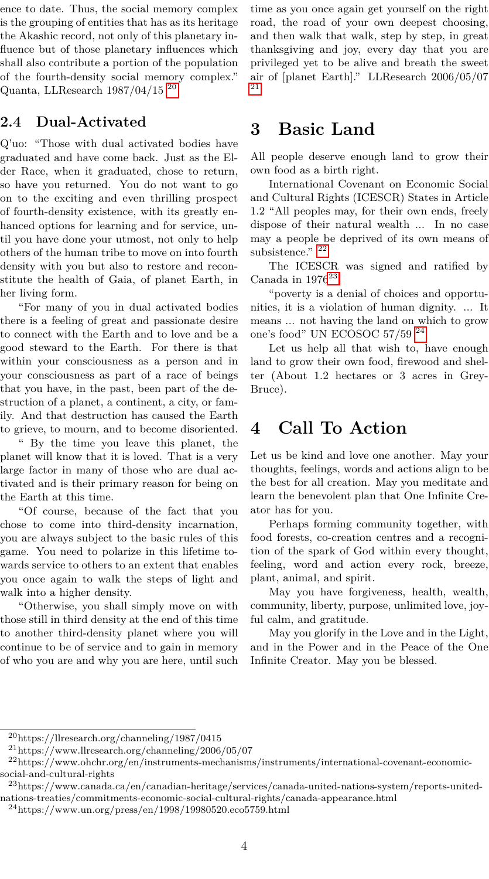ence to date. Thus, the social memory complex is the grouping of entities that has as its heritage the Akashic record, not only of this planetary influence but of those planetary influences which shall also contribute a portion of the population of the fourth-density social memory complex." Quanta, LLResearch 1987/04/15 [20]

## 2.4 Dual-Activated

Q'uo: "Those with dual activated bodies have graduated and have come back. Just as the Elder Race, when it graduated, chose to return, so have you returned. You do not want to go on to the exciting and even thrilling prospect of fourth-density existence, with its greatly enhanced options for learning and for service, until you have done your utmost, not only to help others of the human tribe to move on into fourth density with you but also to restore and reconstitute the health of Gaia, of planet Earth, in her living form.

"For many of you in dual activated bodies there is a feeling of great and passionate desire to connect with the Earth and to love and be a good steward to the Earth. For there is that within your consciousness as a person and in your consciousness as part of a race of beings that you have, in the past, been part of the destruction of a planet, a continent, a city, or family. And that destruction has caused the Earth to grieve, to mourn, and to become disoriented.

" By the time you leave this planet, the planet will know that it is loved. That is a very large factor in many of those who are dual activated and is their primary reason for being on the Earth at this time.

"Of course, because of the fact that you chose to come into third-density incarnation, you are always subject to the basic rules of this game. You need to polarize in this lifetime towards service to others to an extent that enables you once again to walk the steps of light and walk into a higher density.

"Otherwise, you shall simply move on with those still in third density at the end of this time to another third-density planet where you will continue to be of service and to gain in memory of who you are and why you are here, until such time as you once again get yourself on the right road, the road of your own deepest choosing, and then walk that walk, step by step, in great thanksgiving and joy, every day that you are privileged yet to be alive and breath the sweet air of [planet Earth]." LLResearch 2006/05/07 [21]

# 3 Basic Land

All people deserve enough land to grow their own food as a birth right.

International Covenant on Economic Social and Cultural Rights (ICESCR) States in Article 1.2 "All peoples may, for their own ends, freely dispose of their natural wealth ... In no case may a people be deprived of its own means of subsistence." [22]

The ICESCR was signed and ratified by Canada in 1976[23]

"poverty is a denial of choices and opportunities, it is a violation of human dignity. ... It means ... not having the land on which to grow one's food" UN ECOSOC 57/59 [24]

Let us help all that wish to, have enough land to grow their own food, firewood and shelter (About 1.2 hectares or 3 acres in Grey-Bruce).

# 4 Call To Action

Let us be kind and love one another. May your thoughts, feelings, words and actions align to be the best for all creation. May you meditate and learn the benevolent plan that One Infinite Creator has for you.

Perhaps forming community together, with food forests, co-creation centres and a recognition of the spark of God within every thought, feeling, word and action every rock, breeze, plant, animal, and spirit.

May you have forgiveness, health, wealth, community, liberty, purpose, unlimited love, joyful calm, and gratitude.

May you glorify in the Love and in the Light, and in the Power and in the Peace of the One Infinite Creator. May you be blessed.

---

[20] https://llresearch.org/channeling/1987/0415

[21] https://www.llresearch.org/channeling/2006/05/07

[22] https://www.ohchr.org/en/instruments-mechanisms/instruments/international-covenant-economic-social-and-cultural-rights

[23] https://www.canada.ca/en/canadian-heritage/services/canada-united-nations-system/reports-united-nations-treaties/commitments-economic-social-cultural-rights/canada-appearance.html

[24] https://www.un.org/press/en/1998/19980520.eco5759.html